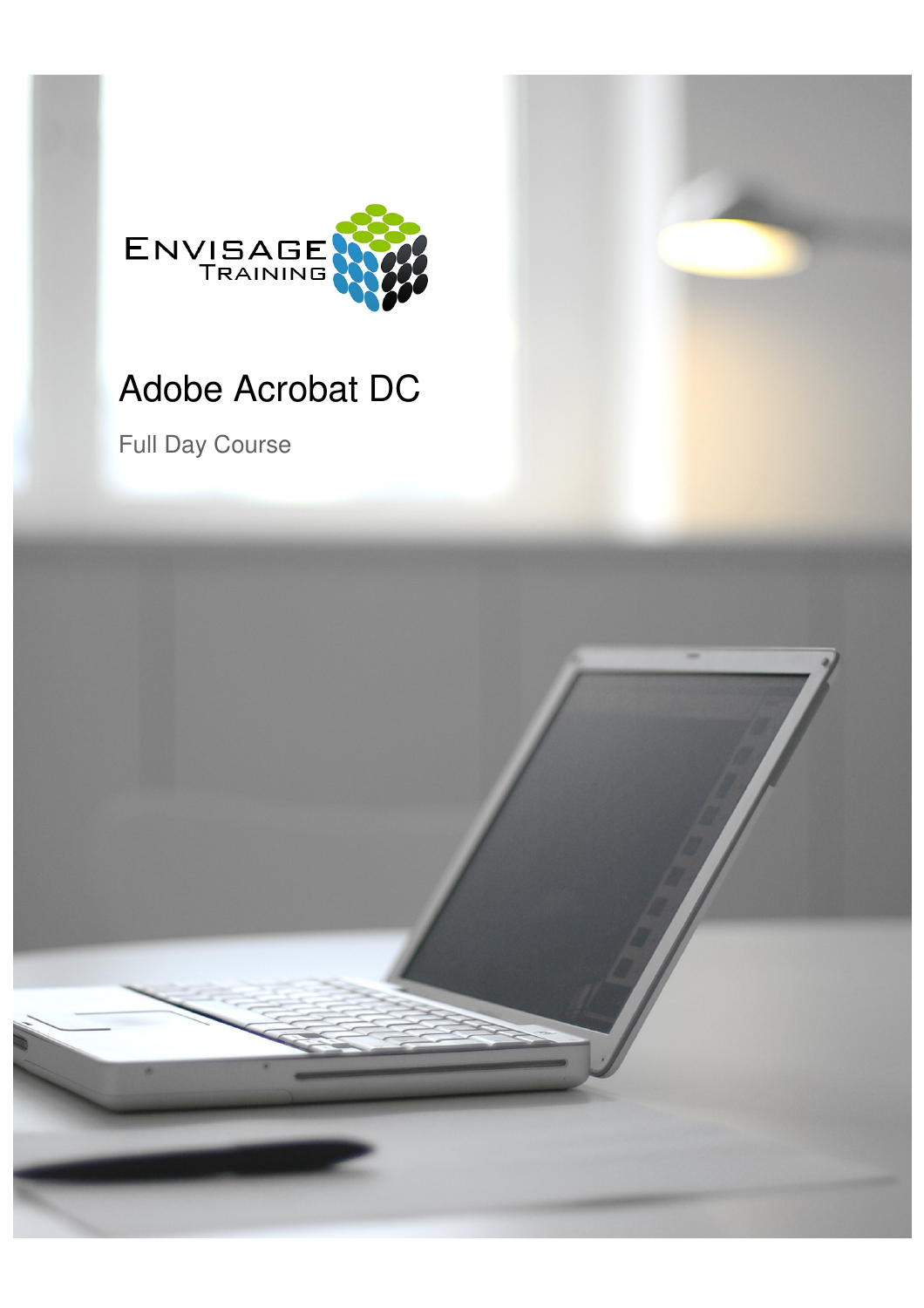ENVISAGE TRAINING

# Adobe Acrobat DC

Full Day Course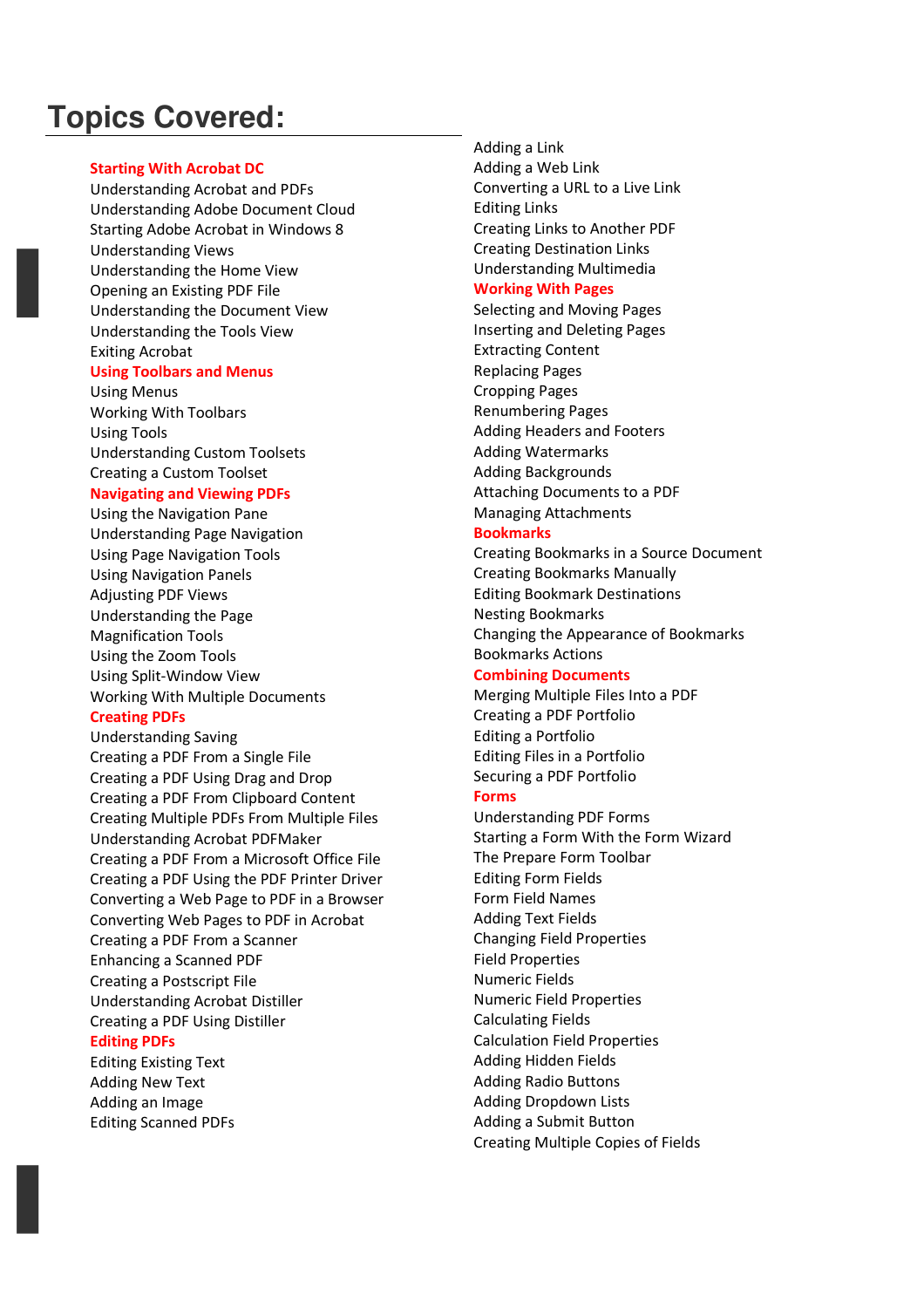# Topics Covered:

**Starting With Acrobat DC**

Understanding Acrobat and PDFs
Understanding Adobe Document Cloud
Starting Adobe Acrobat in Windows 8
Understanding Views
Understanding the Home View
Opening an Existing PDF File
Understanding the Document View
Understanding the Tools View
Exiting Acrobat

**Using Toolbars and Menus**

Using Menus
Working With Toolbars
Using Tools
Understanding Custom Toolsets
Creating a Custom Toolset

**Navigating and Viewing PDFs**

Using the Navigation Pane
Understanding Page Navigation
Using Page Navigation Tools
Using Navigation Panels
Adjusting PDF Views
Understanding the Page
Magnification Tools
Using the Zoom Tools
Using Split-Window View
Working With Multiple Documents

**Creating PDFs**

Understanding Saving
Creating a PDF From a Single File
Creating a PDF Using Drag and Drop
Creating a PDF From Clipboard Content
Creating Multiple PDFs From Multiple Files
Understanding Acrobat PDFMaker
Creating a PDF From a Microsoft Office File
Creating a PDF Using the PDF Printer Driver
Converting a Web Page to PDF in a Browser
Converting Web Pages to PDF in Acrobat
Creating a PDF From a Scanner
Enhancing a Scanned PDF
Creating a Postscript File
Understanding Acrobat Distiller
Creating a PDF Using Distiller

**Editing PDFs**

Editing Existing Text
Adding New Text
Adding an Image
Editing Scanned PDFs
Adding a Link
Adding a Web Link
Converting a URL to a Live Link
Editing Links
Creating Links to Another PDF
Creating Destination Links
Understanding Multimedia

**Working With Pages**

Selecting and Moving Pages
Inserting and Deleting Pages
Extracting Content
Replacing Pages
Cropping Pages
Renumbering Pages
Adding Headers and Footers
Adding Watermarks
Adding Backgrounds
Attaching Documents to a PDF
Managing Attachments

**Bookmarks**

Creating Bookmarks in a Source Document
Creating Bookmarks Manually
Editing Bookmark Destinations
Nesting Bookmarks
Changing the Appearance of Bookmarks
Bookmarks Actions

**Combining Documents**

Merging Multiple Files Into a PDF
Creating a PDF Portfolio
Editing a Portfolio
Editing Files in a Portfolio
Securing a PDF Portfolio

**Forms**

Understanding PDF Forms
Starting a Form With the Form Wizard
The Prepare Form Toolbar
Editing Form Fields
Form Field Names
Adding Text Fields
Changing Field Properties
Field Properties
Numeric Fields
Numeric Field Properties
Calculating Fields
Calculation Field Properties
Adding Hidden Fields
Adding Radio Buttons
Adding Dropdown Lists
Adding a Submit Button
Creating Multiple Copies of Fields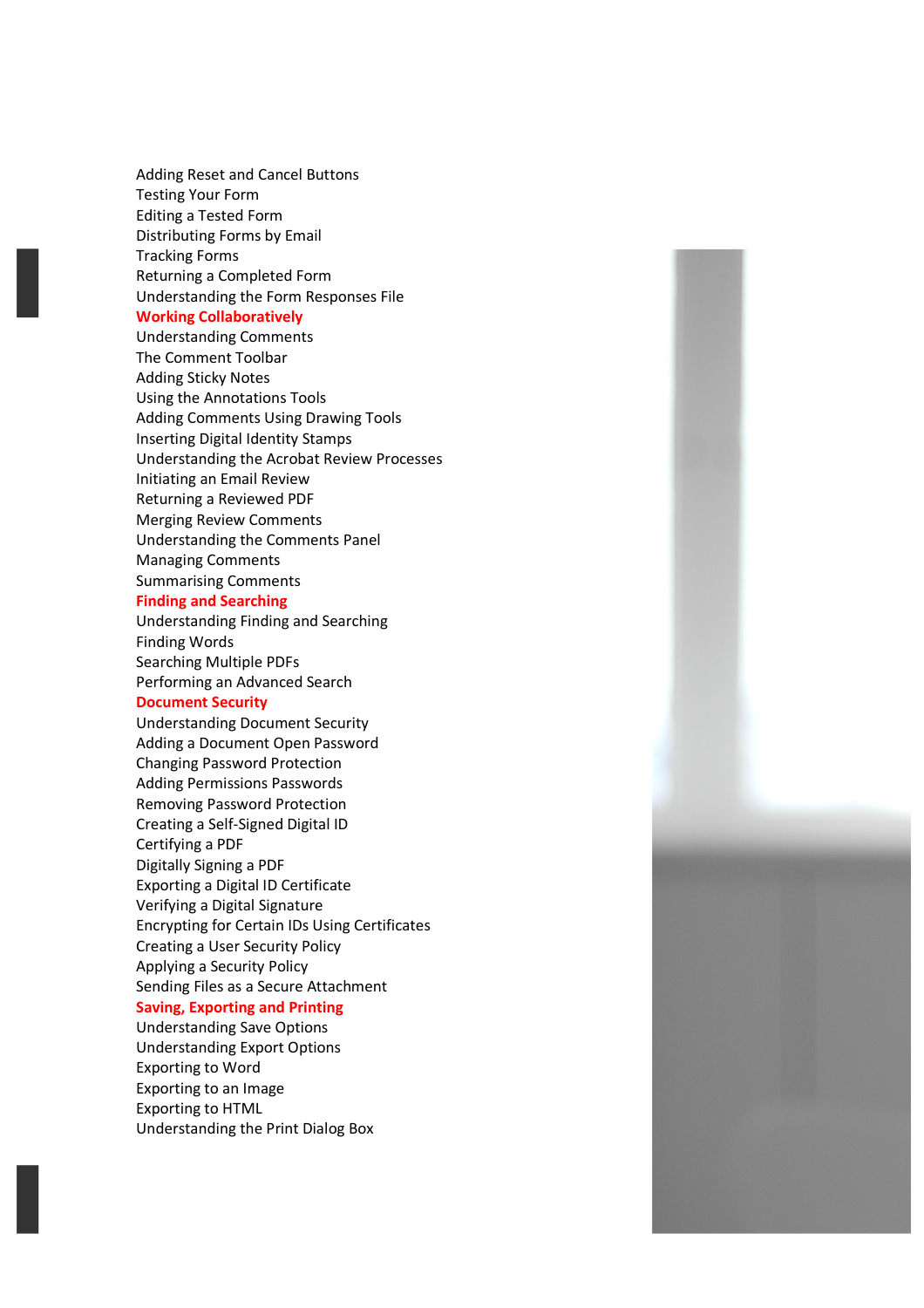Adding Reset and Cancel Buttons
Testing Your Form
Editing a Tested Form
Distributing Forms by Email
Tracking Forms
Returning a Completed Form
Understanding the Form Responses File

**Working Collaboratively**

Understanding Comments
The Comment Toolbar
Adding Sticky Notes
Using the Annotations Tools
Adding Comments Using Drawing Tools
Inserting Digital Identity Stamps
Understanding the Acrobat Review Processes
Initiating an Email Review
Returning a Reviewed PDF
Merging Review Comments
Understanding the Comments Panel
Managing Comments
Summarising Comments

**Finding and Searching**

Understanding Finding and Searching
Finding Words
Searching Multiple PDFs
Performing an Advanced Search

**Document Security**

Understanding Document Security
Adding a Document Open Password
Changing Password Protection
Adding Permissions Passwords
Removing Password Protection
Creating a Self-Signed Digital ID
Certifying a PDF
Digitally Signing a PDF
Exporting a Digital ID Certificate
Verifying a Digital Signature
Encrypting for Certain IDs Using Certificates
Creating a User Security Policy
Applying a Security Policy
Sending Files as a Secure Attachment

**Saving, Exporting and Printing**

Understanding Save Options
Understanding Export Options
Exporting to Word
Exporting to an Image
Exporting to HTML
Understanding the Print Dialog Box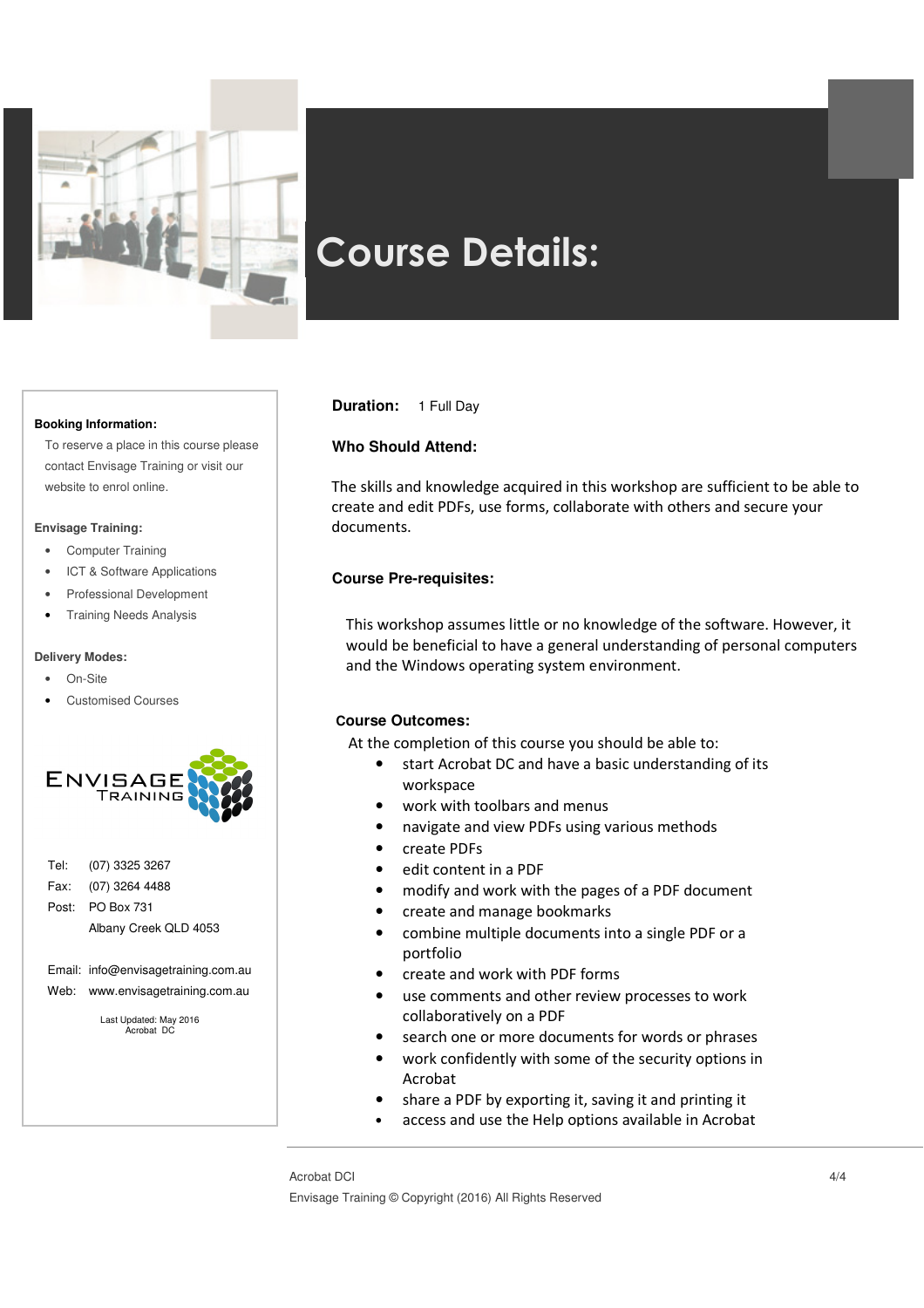# Course Details:

**Booking Information:**

To reserve a place in this course please contact Envisage Training or visit our website to enrol online.

**Envisage Training:**

- Computer Training
- ICT & Software Applications
- Professional Development
- Training Needs Analysis

**Delivery Modes:**

- On-Site
- Customised Courses

ENVISAGE TRAINING

Tel: (07) 3325 3267
Fax: (07) 3264 4488
Post: PO Box 731
Albany Creek QLD 4053

Email: info@envisagetraining.com.au
Web: www.envisagetraining.com.au

Last Updated: May 2016
Acrobat DC

**Duration:** 1 Full Day

**Who Should Attend:**

The skills and knowledge acquired in this workshop are sufficient to be able to create and edit PDFs, use forms, collaborate with others and secure your documents.

**Course Pre-requisites:**

This workshop assumes little or no knowledge of the software. However, it would be beneficial to have a general understanding of personal computers and the Windows operating system environment.

**Course Outcomes:**

At the completion of this course you should be able to:

- start Acrobat DC and have a basic understanding of its workspace
- work with toolbars and menus
- navigate and view PDFs using various methods
- create PDFs
- edit content in a PDF
- modify and work with the pages of a PDF document
- create and manage bookmarks
- combine multiple documents into a single PDF or a portfolio
- create and work with PDF forms
- use comments and other review processes to work collaboratively on a PDF
- search one or more documents for words or phrases
- work confidently with some of the security options in Acrobat
- share a PDF by exporting it, saving it and printing it
- access and use the Help options available in Acrobat